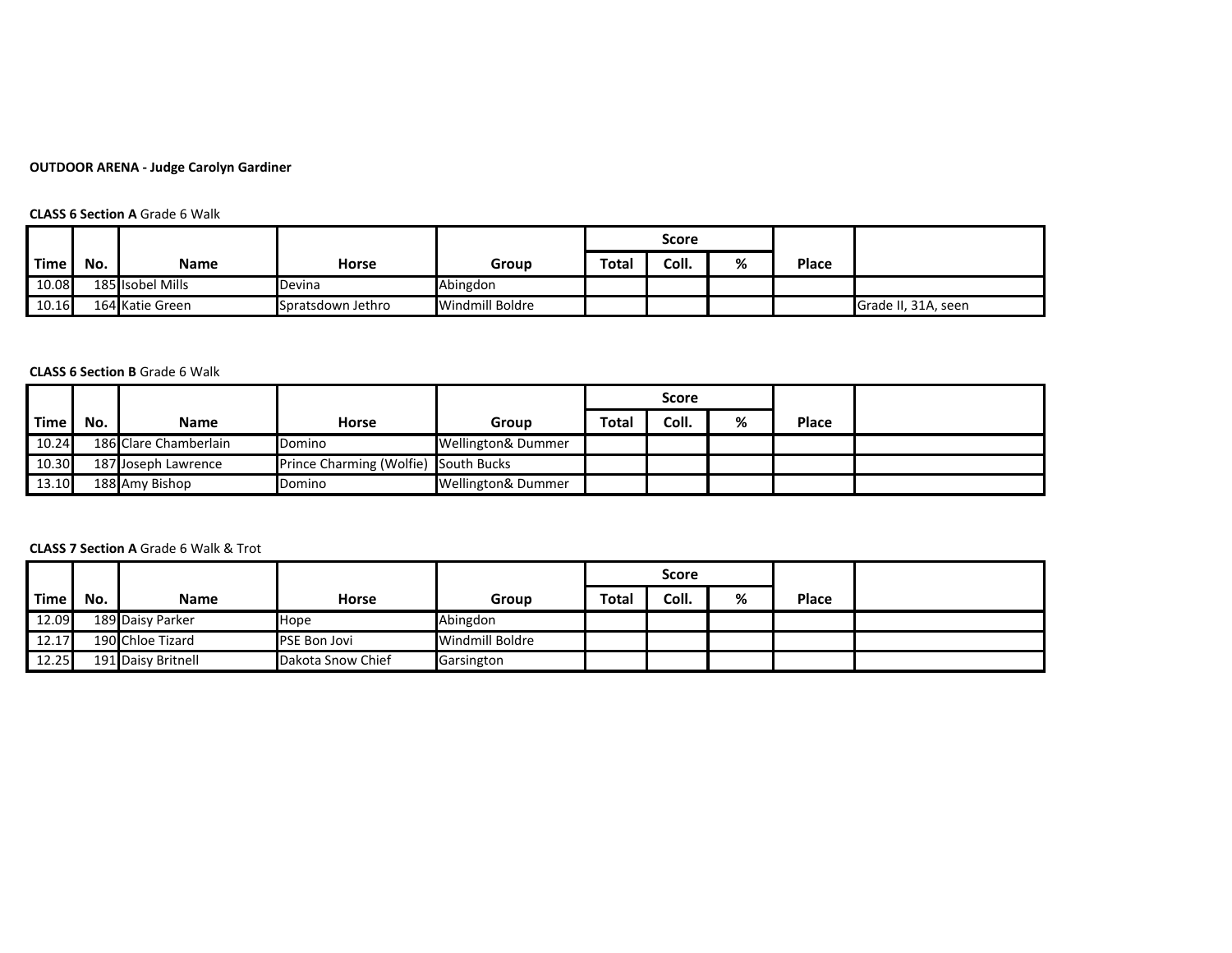**OUTDOOR ARENA - Judge Carolyn Gardiner**

**CLASS 6 Section A** Grade 6 Walk

| Time | No. | Name | Horse | Group | Score | | | Place | |
|---|---|---|---|---|---|---|---|---|---|
| | | | | | Total | Coll. | % | | |
| 10.08 | 185 | Isobel Mills | Devina | Abingdon | | | | | |
| 10.16 | 164 | Katie Green | Spratsdown Jethro | Windmill Boldre | | | | | Grade II, 31A, seen |

**CLASS 6 Section B** Grade 6 Walk

| Time | No. | Name | Horse | Group | Score | | | Place | |
|---|---|---|---|---|---|---|---|---|---|
| | | | | | Total | Coll. | % | | |
| 10.24 | 186 | Clare Chamberlain | Domino | Wellington& Dummer | | | | | |
| 10.30 | 187 | Joseph Lawrence | Prince Charming (Wolfie) | South Bucks | | | | | |
| 13.10 | 188 | Amy Bishop | Domino | Wellington& Dummer | | | | | |

**CLASS 7 Section A** Grade 6 Walk & Trot

| Time | No. | Name | Horse | Group | Score | | | Place | |
|---|---|---|---|---|---|---|---|---|---|
| | | | | | Total | Coll. | % | | |
| 12.09 | 189 | Daisy Parker | Hope | Abingdon | | | | | |
| 12.17 | 190 | Chloe Tizard | PSE Bon Jovi | Windmill Boldre | | | | | |
| 12.25 | 191 | Daisy Britnell | Dakota Snow Chief | Garsington | | | | | |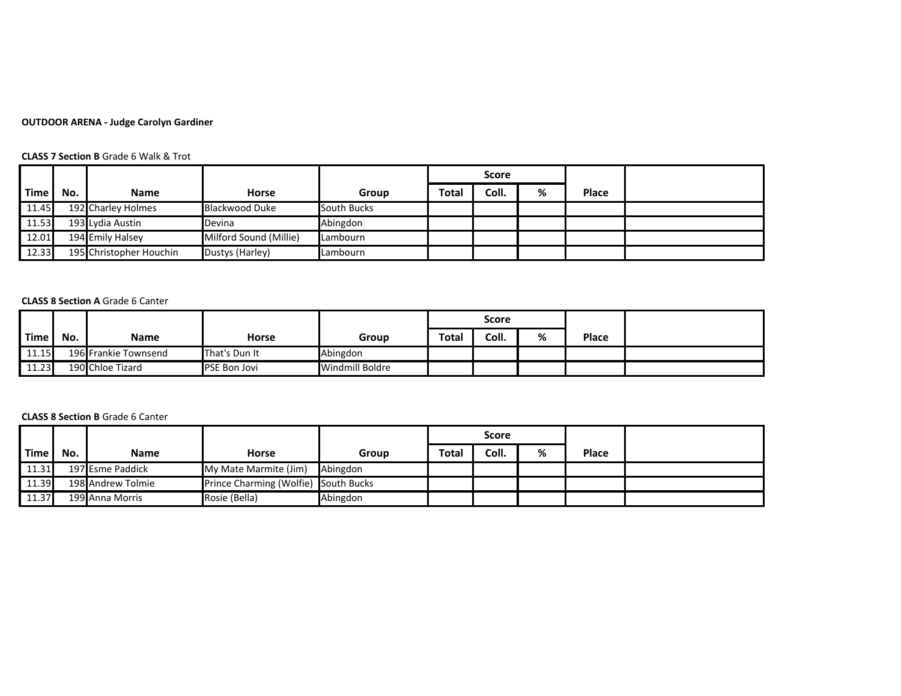**OUTDOOR ARENA - Judge Carolyn Gardiner**

**CLASS 7 Section B** Grade 6 Walk & Trot

| | | | | | Score | | | | |
|---|---|---|---|---|---|---|---|---|---|
| Time | No. | Name | Horse | Group | Total | Coll. | % | Place | |
| 11.45 | 192 | Charley Holmes | Blackwood Duke | South Bucks | | | | | |
| 11.53 | 193 | Lydia Austin | Devina | Abingdon | | | | | |
| 12.01 | 194 | Emily Halsey | Milford Sound (Millie) | Lambourn | | | | | |
| 12.33 | 195 | Christopher Houchin | Dustys (Harley) | Lambourn | | | | | |

**CLASS 8 Section A** Grade 6 Canter

| | | | | | Score | | | | |
|---|---|---|---|---|---|---|---|---|---|
| Time | No. | Name | Horse | Group | Total | Coll. | % | Place | |
| 11.15 | 196 | Frankie Townsend | That's Dun It | Abingdon | | | | | |
| 11.23 | 190 | Chloe Tizard | PSE Bon Jovi | Windmill Boldre | | | | | |

**CLASS 8 Section B** Grade 6 Canter

| | | | | | Score | | | | |
|---|---|---|---|---|---|---|---|---|---|
| Time | No. | Name | Horse | Group | Total | Coll. | % | Place | |
| 11.31 | 197 | Esme Paddick | My Mate Marmite (Jim) | Abingdon | | | | | |
| 11.39 | 198 | Andrew Tolmie | Prince Charming (Wolfie) | South Bucks | | | | | |
| 11.37 | 199 | Anna Morris | Rosie (Bella) | Abingdon | | | | | |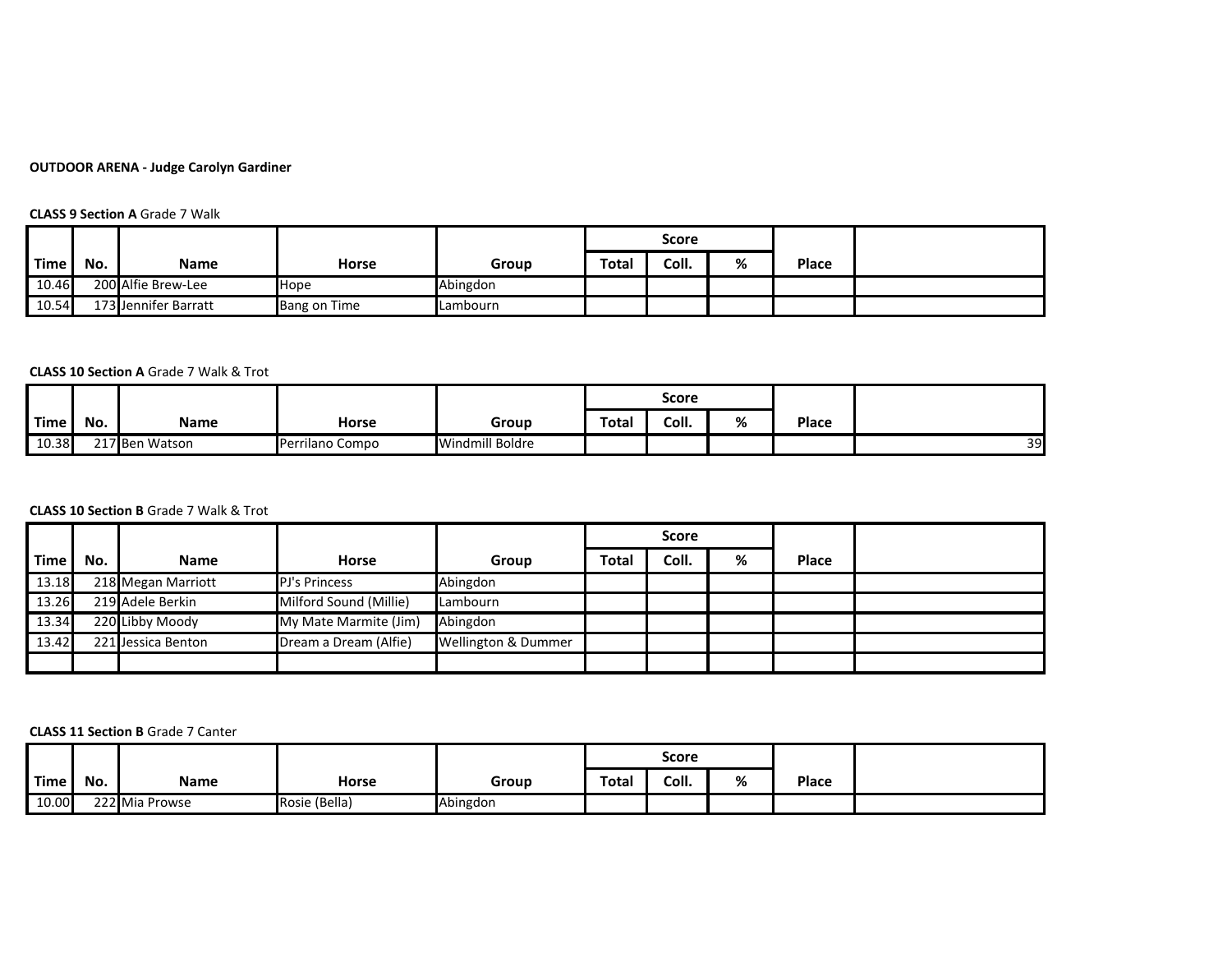**OUTDOOR ARENA - Judge Carolyn Gardiner**

**CLASS 9 Section A** Grade 7 Walk

| | | | | | Score | | | | |
|---|---|---|---|---|---|---|---|---|---|
| Time | No. | Name | Horse | Group | Total | Coll. | % | Place | |
| 10.46 | 200 | Alfie Brew-Lee | Hope | Abingdon | | | | | |
| 10.54 | 173 | Jennifer Barratt | Bang on Time | Lambourn | | | | | |

**CLASS 10 Section A** Grade 7 Walk & Trot

| | | | | | Score | | | | |
|---|---|---|---|---|---|---|---|---|---|
| Time | No. | Name | Horse | Group | Total | Coll. | % | Place | |
| 10.38 | 217 | Ben Watson | Perrilano Compo | Windmill Boldre | | | | | 39 |

**CLASS 10 Section B** Grade 7 Walk & Trot

| | | | | | Score | | | | |
|---|---|---|---|---|---|---|---|---|---|
| Time | No. | Name | Horse | Group | Total | Coll. | % | Place | |
| 13.18 | 218 | Megan Marriott | PJ's Princess | Abingdon | | | | | |
| 13.26 | 219 | Adele Berkin | Milford Sound (Millie) | Lambourn | | | | | |
| 13.34 | 220 | Libby Moody | My Mate Marmite (Jim) | Abingdon | | | | | |
| 13.42 | 221 | Jessica Benton | Dream a Dream (Alfie) | Wellington & Dummer | | | | | |
| | | | | | | | | | |

**CLASS 11 Section B** Grade 7 Canter

| | | | | | Score | | | | |
|---|---|---|---|---|---|---|---|---|---|
| Time | No. | Name | Horse | Group | Total | Coll. | % | Place | |
| 10.00 | 222 | Mia Prowse | Rosie (Bella) | Abingdon | | | | | |